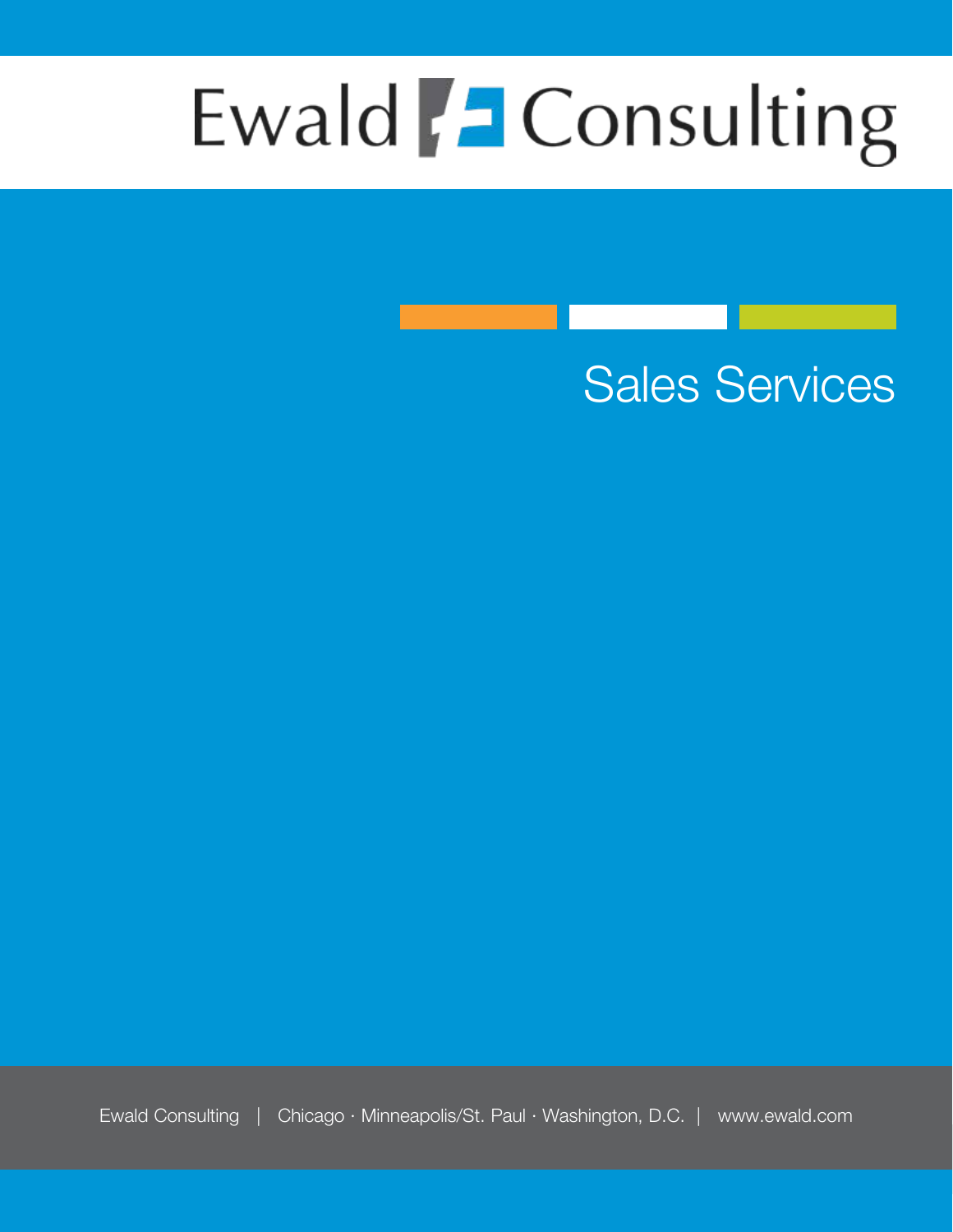# Ewald Consulting

## Sales Services

Ewald Consulting | Chicago · Minneapolis/St. Paul · Washington, D.C. | www.ewald.com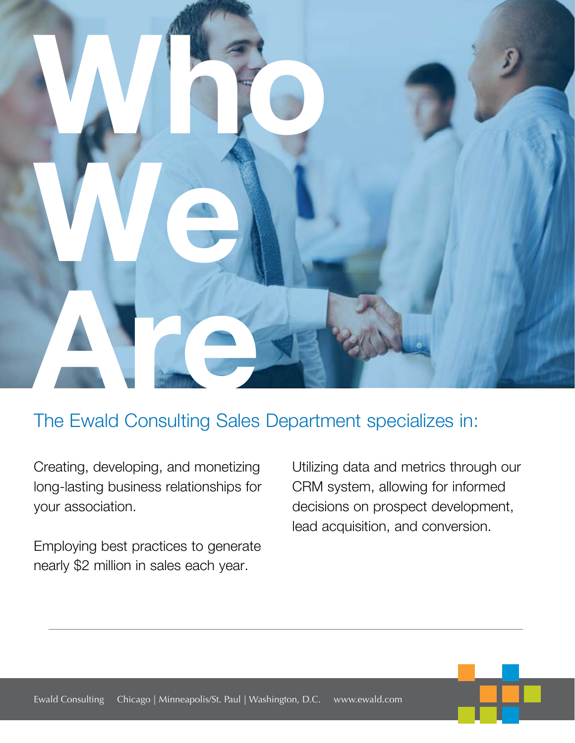# Who We Are

## The Ewald Consulting Sales Department specializes in:

Creating, developing, and monetizing long-lasting business relationships for your association.

Employing best practices to generate nearly $2 million in sales each year.

Utilizing data and metrics through our CRM system, allowing for informed decisions on prospect development, lead acquisition, and conversion.

Ewald Consulting Chicago | Minneapolis/St. Paul | Washington, D.C. www.ewald.com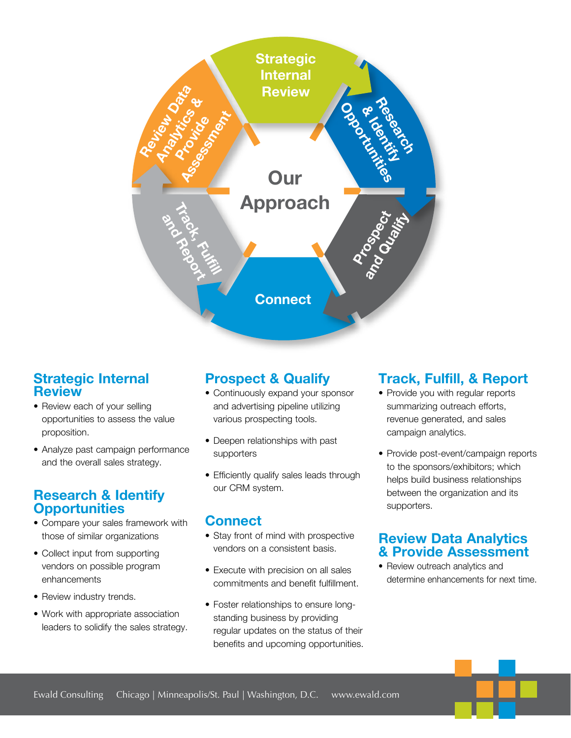Strategic Internal Review

Research & Identify Opportunities

Prospect and Qualify

Connect

Track, Fulfill and Report

Review Data Analytics & Provide Assessment

Our Approach

## Strategic Internal Review

- Review each of your selling opportunities to assess the value proposition.
- Analyze past campaign performance and the overall sales strategy.

## Research & Identify Opportunities

- Compare your sales framework with those of similar organizations
- Collect input from supporting vendors on possible program enhancements
- Review industry trends.
- Work with appropriate association leaders to solidify the sales strategy.

## Prospect & Qualify

- Continuously expand your sponsor and advertising pipeline utilizing various prospecting tools.
- Deepen relationships with past supporters
- Efficiently qualify sales leads through our CRM system.

## Connect

- Stay front of mind with prospective vendors on a consistent basis.
- Execute with precision on all sales commitments and benefit fulfillment.
- Foster relationships to ensure long-standing business by providing regular updates on the status of their benefits and upcoming opportunities.

## Track, Fulfill, & Report

- Provide you with regular reports summarizing outreach efforts, revenue generated, and sales campaign analytics.
- Provide post-event/campaign reports to the sponsors/exhibitors; which helps build business relationships between the organization and its supporters.

## Review Data Analytics & Provide Assessment

- Review outreach analytics and determine enhancements for next time.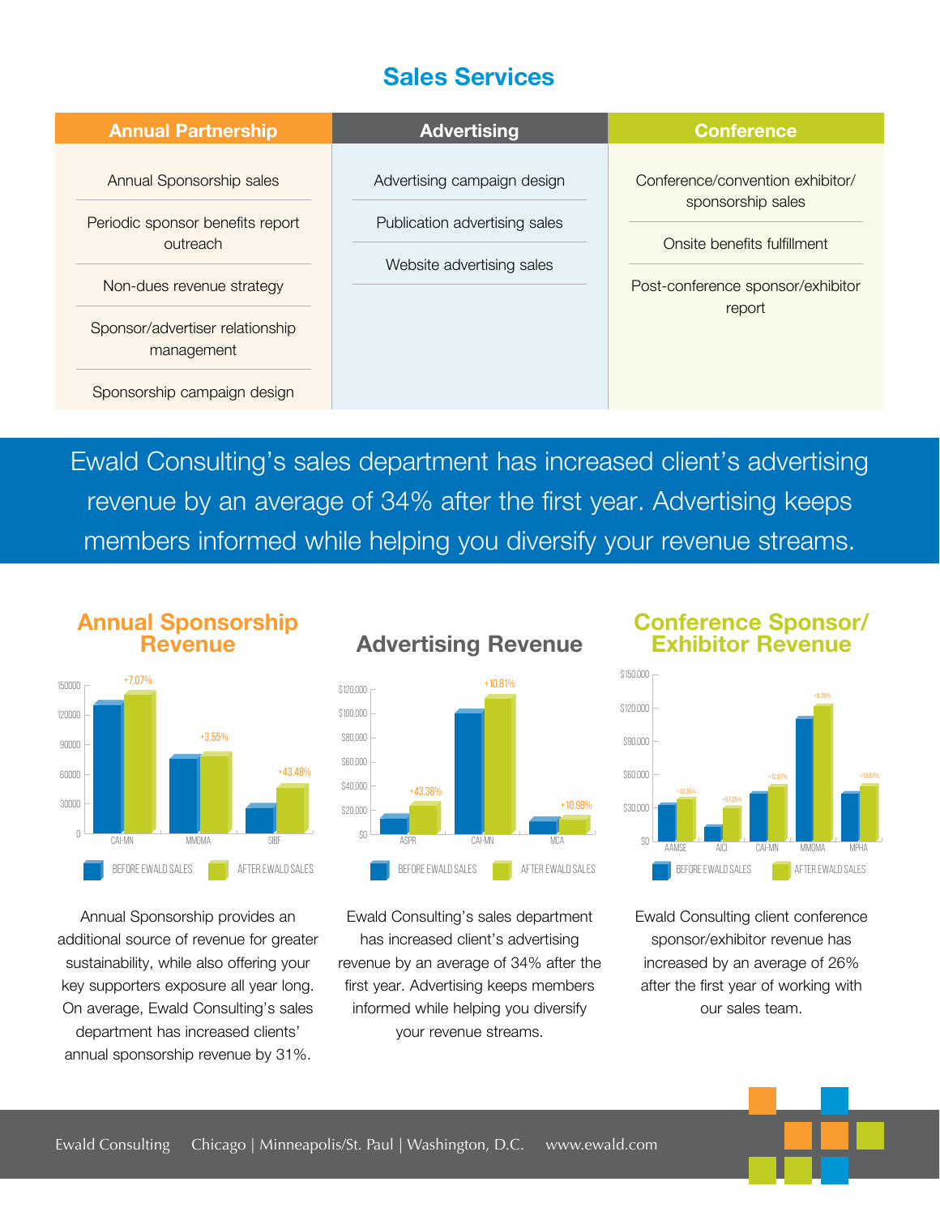## Sales Services

| Annual Partnership | Advertising | Conference |
|---|---|---|
| Annual Sponsorship sales | Advertising campaign design | Conference/convention exhibitor/ sponsorship sales |
| Periodic sponsor benefits report outreach | Publication advertising sales | Onsite benefits fulfillment |
| Non-dues revenue strategy | Website advertising sales | Post-conference sponsor/exhibitor report |
| Sponsor/advertiser relationship management | | |
| Sponsorship campaign design | | |

Ewald Consulting's sales department has increased client's advertising revenue by an average of 34% after the first year. Advertising keeps members informed while helping you diversify your revenue streams.

### Annual Sponsorship Revenue

150000
120000
90000
60000
30000
0

+7.07%
+3.55%
+43.48%

CAI-MN
MMGMA
SIBF

BEFORE EWALD SALES
AFTER EWALD SALES

Annual Sponsorship provides an additional source of revenue for greater sustainability, while also offering your key supporters exposure all year long. On average, Ewald Consulting's sales department has increased clients' annual sponsorship revenue by 31%.

### Advertising Revenue

$120,000
$100,000
$80,000
$60,000
$40,000
$20,000
$0

+43.38%
+10.81%
+10.98%

ASPR
CAI-MN
MCA

BEFORE EWALD SALES
AFTER EWALD SALES

Ewald Consulting's sales department has increased client's advertising revenue by an average of 34% after the first year. Advertising keeps members informed while helping you diversify your revenue streams.

### Conference Sponsor/ Exhibitor Revenue

$150,000
$120,000
$90,000
$60,000
$30,000
$0

+13.35%
+57.25%
+12.87%
+8.35%
+13.87%

AAMSE
AICI
CAI-MN
MMGMA
MPHA

BEFORE EWALD SALES
AFTER EWALD SALES

Ewald Consulting client conference sponsor/exhibitor revenue has increased by an average of 26% after the first year of working with our sales team.

Ewald Consulting Chicago | Minneapolis/St. Paul | Washington, D.C. www.ewald.com